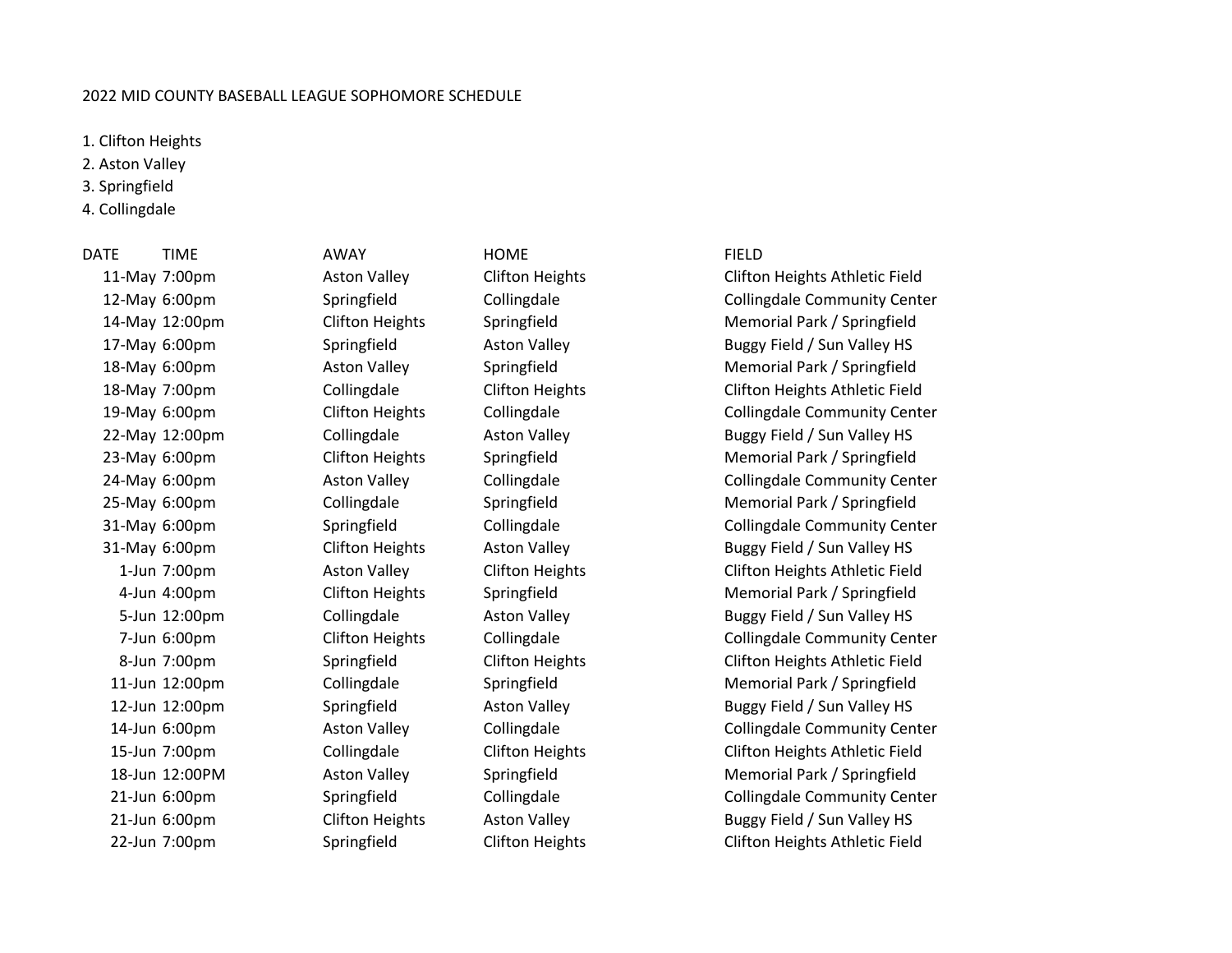2022 MID COUNTY BASEBALL LEAGUE SOPHOMORE SCHEDULE

1. Clifton Heights
2. Aston Valley
3. Springfield
4. Collingdale

| DATE | TIME | AWAY | HOME | FIELD |
|---|---|---|---|---|
| 11-May | 7:00pm | Aston Valley | Clifton Heights | Clifton Heights Athletic Field |
| 12-May | 6:00pm | Springfield | Collingdale | Collingdale Community Center |
| 14-May | 12:00pm | Clifton Heights | Springfield | Memorial Park / Springfield |
| 17-May | 6:00pm | Springfield | Aston Valley | Buggy Field / Sun Valley HS |
| 18-May | 6:00pm | Aston Valley | Springfield | Memorial Park / Springfield |
| 18-May | 7:00pm | Collingdale | Clifton Heights | Clifton Heights Athletic Field |
| 19-May | 6:00pm | Clifton Heights | Collingdale | Collingdale Community Center |
| 22-May | 12:00pm | Collingdale | Aston Valley | Buggy Field / Sun Valley HS |
| 23-May | 6:00pm | Clifton Heights | Springfield | Memorial Park / Springfield |
| 24-May | 6:00pm | Aston Valley | Collingdale | Collingdale Community Center |
| 25-May | 6:00pm | Collingdale | Springfield | Memorial Park / Springfield |
| 31-May | 6:00pm | Springfield | Collingdale | Collingdale Community Center |
| 31-May | 6:00pm | Clifton Heights | Aston Valley | Buggy Field / Sun Valley HS |
| 1-Jun | 7:00pm | Aston Valley | Clifton Heights | Clifton Heights Athletic Field |
| 4-Jun | 4:00pm | Clifton Heights | Springfield | Memorial Park / Springfield |
| 5-Jun | 12:00pm | Collingdale | Aston Valley | Buggy Field / Sun Valley HS |
| 7-Jun | 6:00pm | Clifton Heights | Collingdale | Collingdale Community Center |
| 8-Jun | 7:00pm | Springfield | Clifton Heights | Clifton Heights Athletic Field |
| 11-Jun | 12:00pm | Collingdale | Springfield | Memorial Park / Springfield |
| 12-Jun | 12:00pm | Springfield | Aston Valley | Buggy Field / Sun Valley HS |
| 14-Jun | 6:00pm | Aston Valley | Collingdale | Collingdale Community Center |
| 15-Jun | 7:00pm | Collingdale | Clifton Heights | Clifton Heights Athletic Field |
| 18-Jun | 12:00PM | Aston Valley | Springfield | Memorial Park / Springfield |
| 21-Jun | 6:00pm | Springfield | Collingdale | Collingdale Community Center |
| 21-Jun | 6:00pm | Clifton Heights | Aston Valley | Buggy Field / Sun Valley HS |
| 22-Jun | 7:00pm | Springfield | Clifton Heights | Clifton Heights Athletic Field |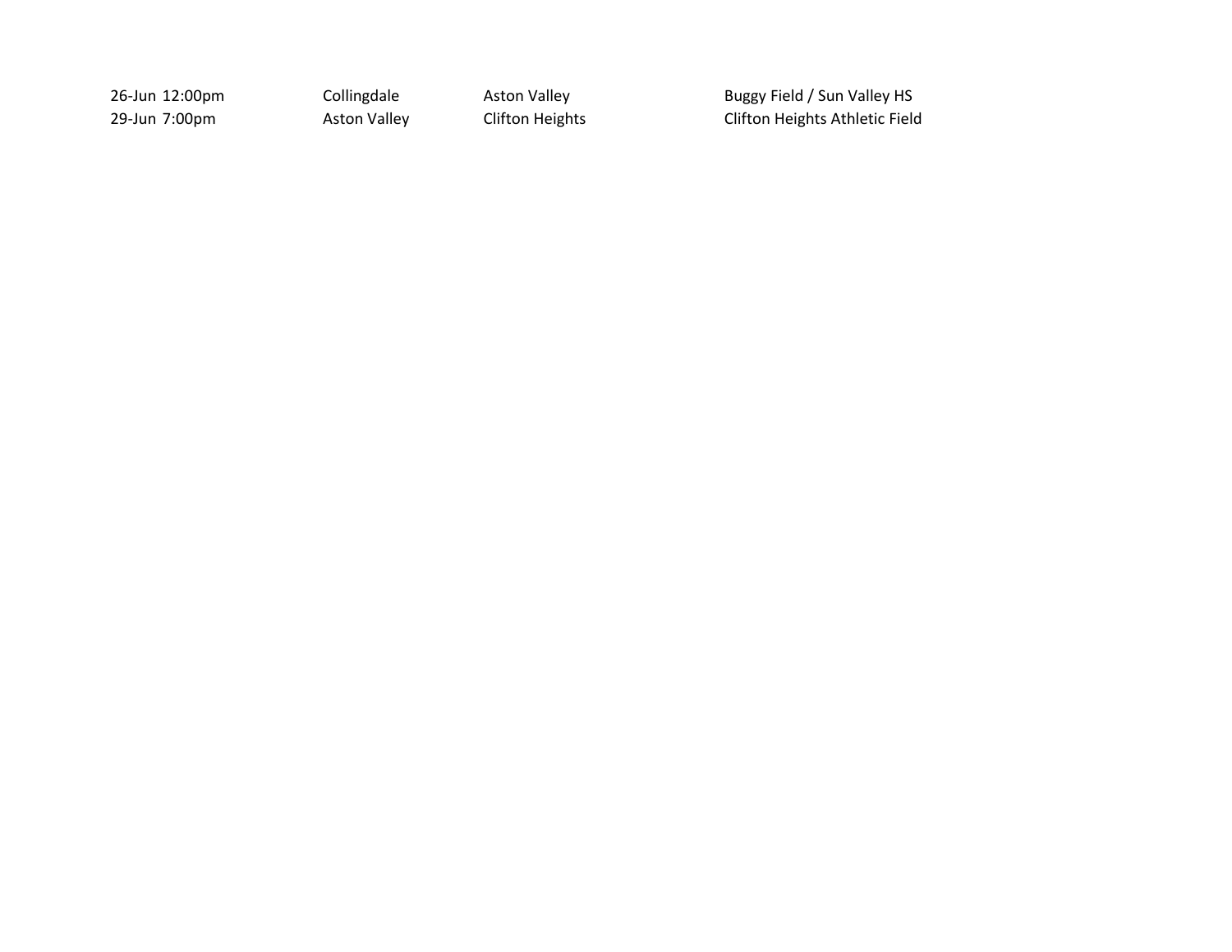| | | | | |
|---|---|---|---|---|
| 26-Jun | 12:00pm | Collingdale | Aston Valley | Buggy Field / Sun Valley HS |
| 29-Jun | 7:00pm | Aston Valley | Clifton Heights | Clifton Heights Athletic Field |